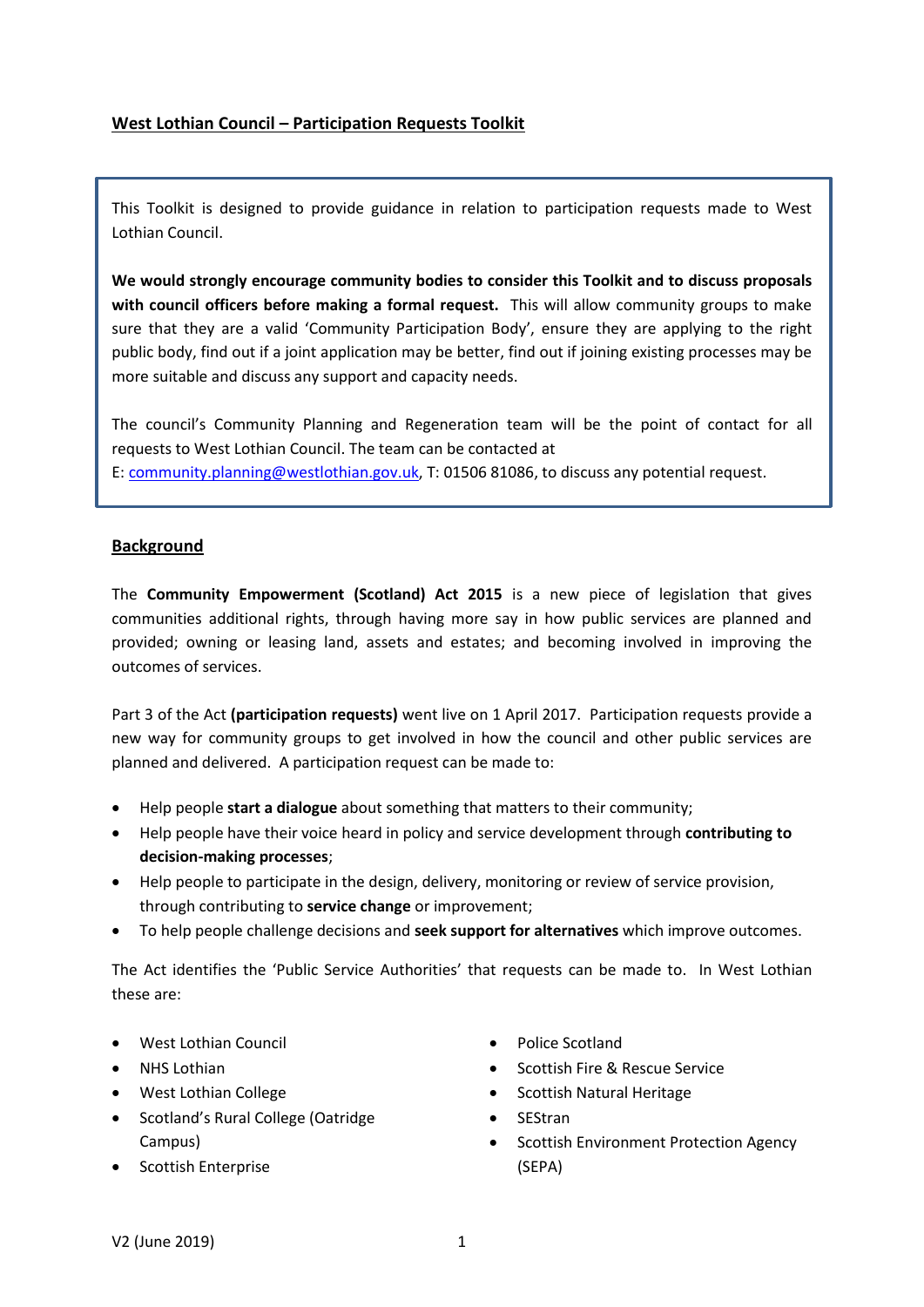## West Lothian Council – Participation Requests Toolkit

This Toolkit is designed to provide guidance in relation to participation requests made to West Lothian Council.

**We would strongly encourage community bodies to consider this Toolkit and to discuss proposals with council officers before making a formal request.** This will allow community groups to make sure that they are a valid 'Community Participation Body', ensure they are applying to the right public body, find out if a joint application may be better, find out if joining existing processes may be more suitable and discuss any support and capacity needs.

The council's Community Planning and Regeneration team will be the point of contact for all requests to West Lothian Council. The team can be contacted at E: community.planning@westlothian.gov.uk, T: 01506 81086, to discuss any potential request.

### Background

The **Community Empowerment (Scotland) Act 2015** is a new piece of legislation that gives communities additional rights, through having more say in how public services are planned and provided; owning or leasing land, assets and estates; and becoming involved in improving the outcomes of services.

Part 3 of the Act **(participation requests)** went live on 1 April 2017. Participation requests provide a new way for community groups to get involved in how the council and other public services are planned and delivered. A participation request can be made to:

- Help people **start a dialogue** about something that matters to their community;
- Help people have their voice heard in policy and service development through **contributing to decision-making processes**;
- Help people to participate in the design, delivery, monitoring or review of service provision, through contributing to **service change** or improvement;
- To help people challenge decisions and **seek support for alternatives** which improve outcomes.

The Act identifies the 'Public Service Authorities' that requests can be made to. In West Lothian these are:

- West Lothian Council
- NHS Lothian
- West Lothian College
- Scotland's Rural College (Oatridge Campus)
- Scottish Enterprise
- Police Scotland
- Scottish Fire & Rescue Service
- Scottish Natural Heritage
- SEStran
- Scottish Environment Protection Agency (SEPA)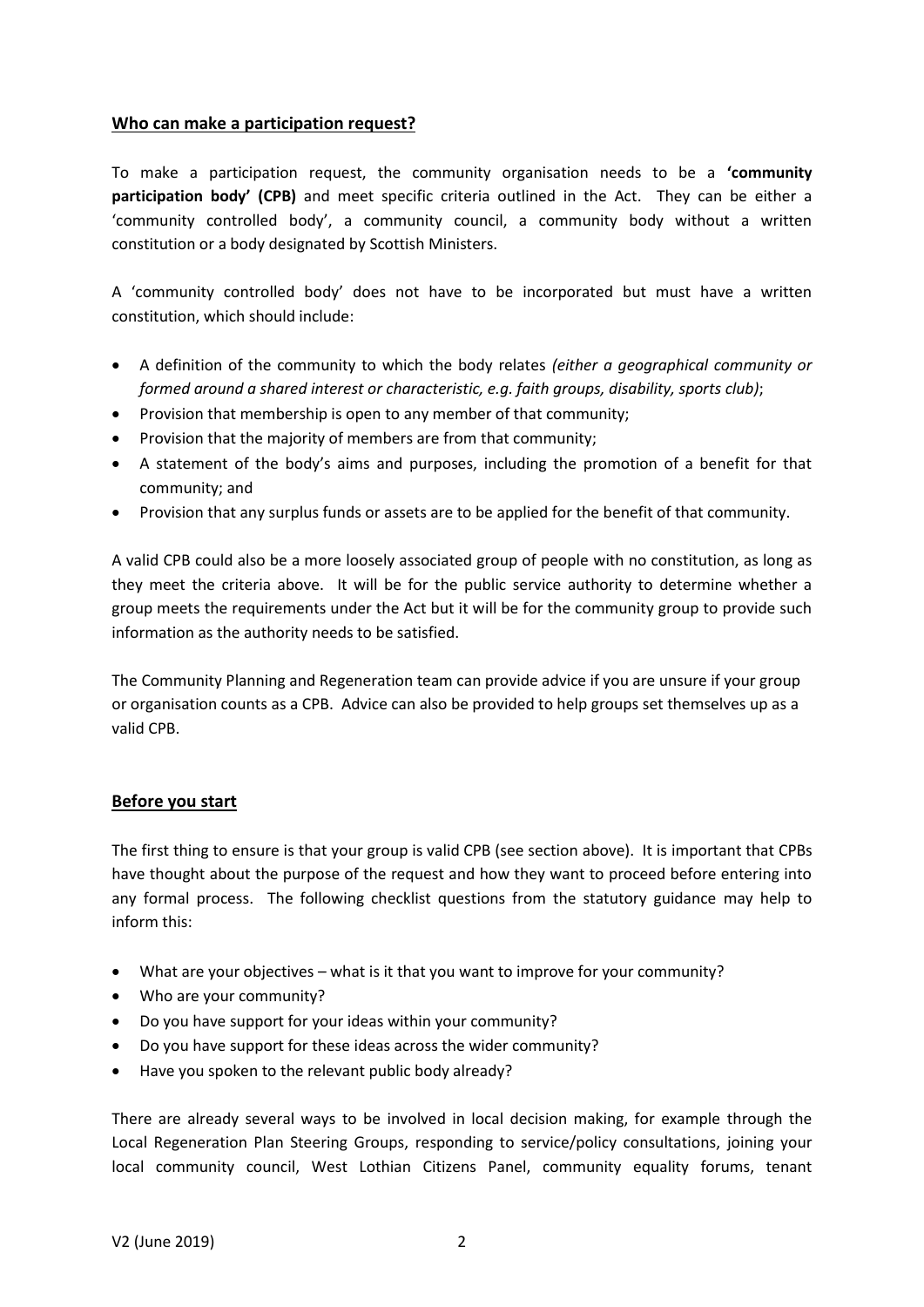## Who can make a participation request?

To make a participation request, the community organisation needs to be a **'community participation body' (CPB)** and meet specific criteria outlined in the Act. They can be either a 'community controlled body', a community council, a community body without a written constitution or a body designated by Scottish Ministers.

A 'community controlled body' does not have to be incorporated but must have a written constitution, which should include:

- A definition of the community to which the body relates *(either a geographical community or formed around a shared interest or characteristic, e.g. faith groups, disability, sports club)*;
- Provision that membership is open to any member of that community;
- Provision that the majority of members are from that community;
- A statement of the body's aims and purposes, including the promotion of a benefit for that community; and
- Provision that any surplus funds or assets are to be applied for the benefit of that community.

A valid CPB could also be a more loosely associated group of people with no constitution, as long as they meet the criteria above. It will be for the public service authority to determine whether a group meets the requirements under the Act but it will be for the community group to provide such information as the authority needs to be satisfied.

The Community Planning and Regeneration team can provide advice if you are unsure if your group or organisation counts as a CPB. Advice can also be provided to help groups set themselves up as a valid CPB.

## Before you start

The first thing to ensure is that your group is valid CPB (see section above). It is important that CPBs have thought about the purpose of the request and how they want to proceed before entering into any formal process. The following checklist questions from the statutory guidance may help to inform this:

- What are your objectives – what is it that you want to improve for your community?
- Who are your community?
- Do you have support for your ideas within your community?
- Do you have support for these ideas across the wider community?
- Have you spoken to the relevant public body already?

There are already several ways to be involved in local decision making, for example through the Local Regeneration Plan Steering Groups, responding to service/policy consultations, joining your local community council, West Lothian Citizens Panel, community equality forums, tenant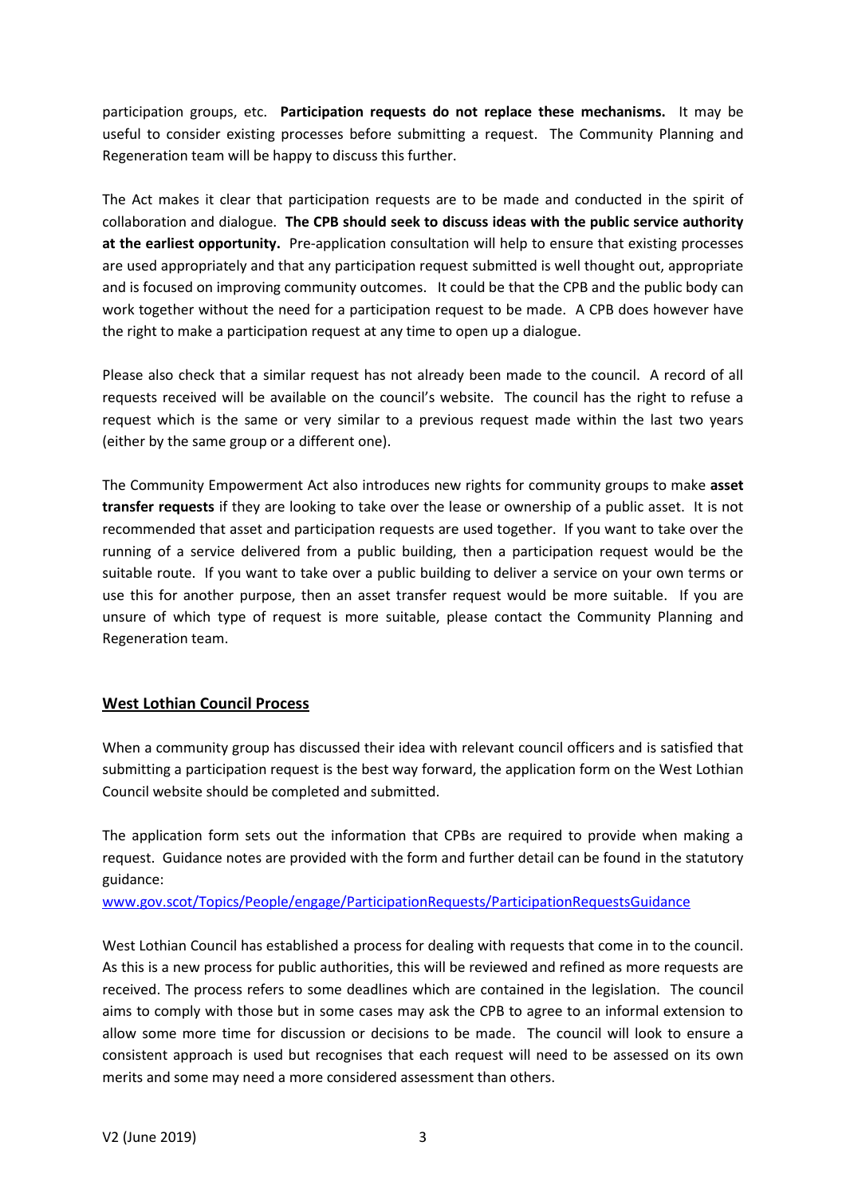participation groups, etc. **Participation requests do not replace these mechanisms.** It may be useful to consider existing processes before submitting a request. The Community Planning and Regeneration team will be happy to discuss this further.

The Act makes it clear that participation requests are to be made and conducted in the spirit of collaboration and dialogue. **The CPB should seek to discuss ideas with the public service authority at the earliest opportunity.** Pre-application consultation will help to ensure that existing processes are used appropriately and that any participation request submitted is well thought out, appropriate and is focused on improving community outcomes. It could be that the CPB and the public body can work together without the need for a participation request to be made. A CPB does however have the right to make a participation request at any time to open up a dialogue.

Please also check that a similar request has not already been made to the council. A record of all requests received will be available on the council's website. The council has the right to refuse a request which is the same or very similar to a previous request made within the last two years (either by the same group or a different one).

The Community Empowerment Act also introduces new rights for community groups to make **asset transfer requests** if they are looking to take over the lease or ownership of a public asset. It is not recommended that asset and participation requests are used together. If you want to take over the running of a service delivered from a public building, then a participation request would be the suitable route. If you want to take over a public building to deliver a service on your own terms or use this for another purpose, then an asset transfer request would be more suitable. If you are unsure of which type of request is more suitable, please contact the Community Planning and Regeneration team.

## West Lothian Council Process

When a community group has discussed their idea with relevant council officers and is satisfied that submitting a participation request is the best way forward, the application form on the West Lothian Council website should be completed and submitted.

The application form sets out the information that CPBs are required to provide when making a request. Guidance notes are provided with the form and further detail can be found in the statutory guidance:
[www.gov.scot/Topics/People/engage/ParticipationRequests/ParticipationRequestsGuidance](http://www.gov.scot/Topics/People/engage/ParticipationRequests/ParticipationRequestsGuidance)

West Lothian Council has established a process for dealing with requests that come in to the council. As this is a new process for public authorities, this will be reviewed and refined as more requests are received. The process refers to some deadlines which are contained in the legislation. The council aims to comply with those but in some cases may ask the CPB to agree to an informal extension to allow some more time for discussion or decisions to be made. The council will look to ensure a consistent approach is used but recognises that each request will need to be assessed on its own merits and some may need a more considered assessment than others.

V2 (June 2019)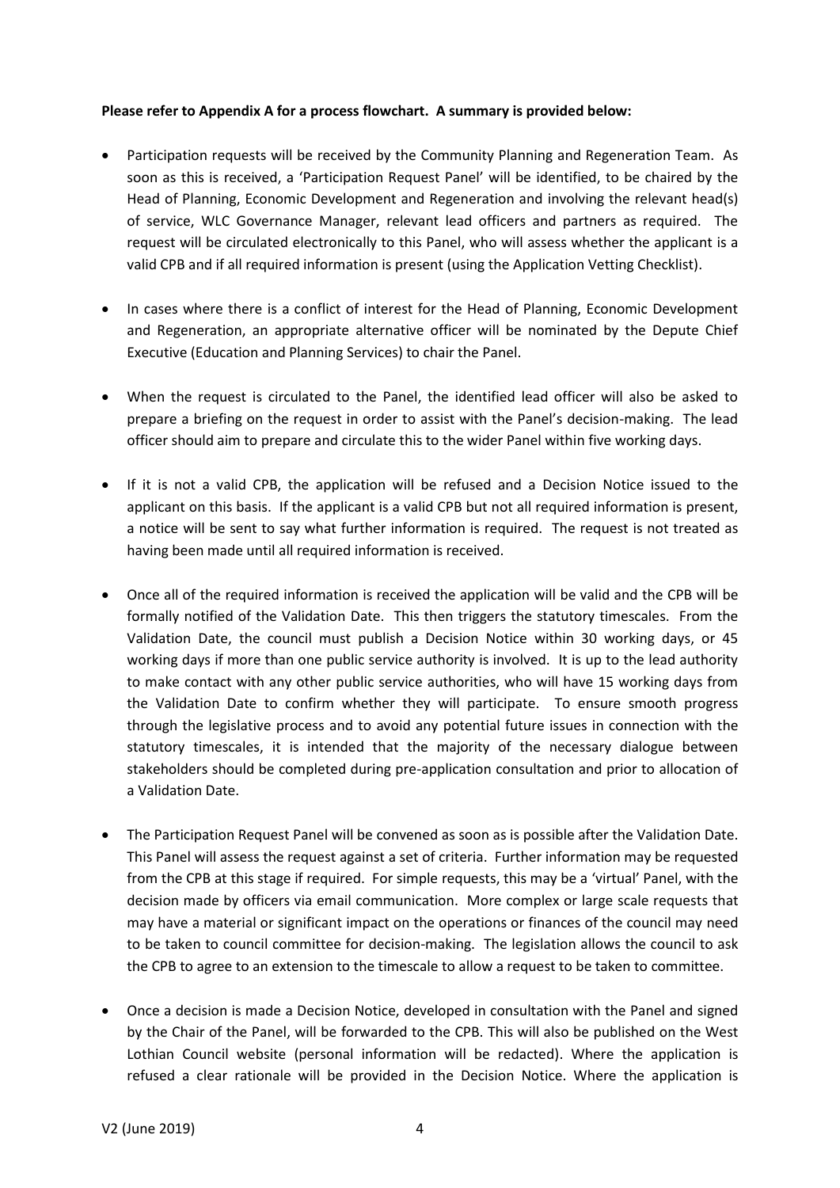**Please refer to Appendix A for a process flowchart. A summary is provided below:**

- Participation requests will be received by the Community Planning and Regeneration Team. As soon as this is received, a 'Participation Request Panel' will be identified, to be chaired by the Head of Planning, Economic Development and Regeneration and involving the relevant head(s) of service, WLC Governance Manager, relevant lead officers and partners as required. The request will be circulated electronically to this Panel, who will assess whether the applicant is a valid CPB and if all required information is present (using the Application Vetting Checklist).

- In cases where there is a conflict of interest for the Head of Planning, Economic Development and Regeneration, an appropriate alternative officer will be nominated by the Depute Chief Executive (Education and Planning Services) to chair the Panel.

- When the request is circulated to the Panel, the identified lead officer will also be asked to prepare a briefing on the request in order to assist with the Panel's decision-making. The lead officer should aim to prepare and circulate this to the wider Panel within five working days.

- If it is not a valid CPB, the application will be refused and a Decision Notice issued to the applicant on this basis. If the applicant is a valid CPB but not all required information is present, a notice will be sent to say what further information is required. The request is not treated as having been made until all required information is received.

- Once all of the required information is received the application will be valid and the CPB will be formally notified of the Validation Date. This then triggers the statutory timescales. From the Validation Date, the council must publish a Decision Notice within 30 working days, or 45 working days if more than one public service authority is involved. It is up to the lead authority to make contact with any other public service authorities, who will have 15 working days from the Validation Date to confirm whether they will participate. To ensure smooth progress through the legislative process and to avoid any potential future issues in connection with the statutory timescales, it is intended that the majority of the necessary dialogue between stakeholders should be completed during pre-application consultation and prior to allocation of a Validation Date.

- The Participation Request Panel will be convened as soon as is possible after the Validation Date. This Panel will assess the request against a set of criteria. Further information may be requested from the CPB at this stage if required. For simple requests, this may be a 'virtual' Panel, with the decision made by officers via email communication. More complex or large scale requests that may have a material or significant impact on the operations or finances of the council may need to be taken to council committee for decision-making. The legislation allows the council to ask the CPB to agree to an extension to the timescale to allow a request to be taken to committee.

- Once a decision is made a Decision Notice, developed in consultation with the Panel and signed by the Chair of the Panel, will be forwarded to the CPB. This will also be published on the West Lothian Council website (personal information will be redacted). Where the application is refused a clear rationale will be provided in the Decision Notice. Where the application is

V2 (June 2019)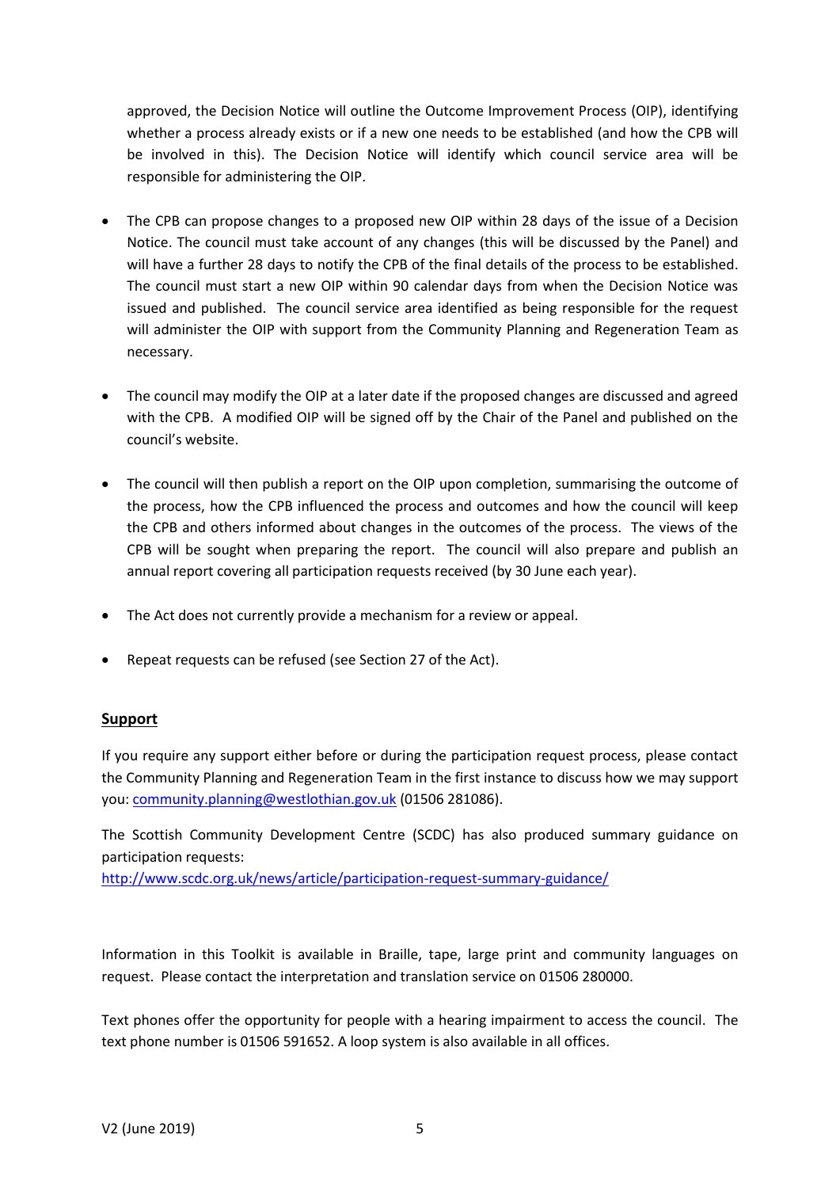approved, the Decision Notice will outline the Outcome Improvement Process (OIP), identifying whether a process already exists or if a new one needs to be established (and how the CPB will be involved in this). The Decision Notice will identify which council service area will be responsible for administering the OIP.

- The CPB can propose changes to a proposed new OIP within 28 days of the issue of a Decision Notice. The council must take account of any changes (this will be discussed by the Panel) and will have a further 28 days to notify the CPB of the final details of the process to be established. The council must start a new OIP within 90 calendar days from when the Decision Notice was issued and published. The council service area identified as being responsible for the request will administer the OIP with support from the Community Planning and Regeneration Team as necessary.

- The council may modify the OIP at a later date if the proposed changes are discussed and agreed with the CPB. A modified OIP will be signed off by the Chair of the Panel and published on the council's website.

- The council will then publish a report on the OIP upon completion, summarising the outcome of the process, how the CPB influenced the process and outcomes and how the council will keep the CPB and others informed about changes in the outcomes of the process. The views of the CPB will be sought when preparing the report. The council will also prepare and publish an annual report covering all participation requests received (by 30 June each year).

- The Act does not currently provide a mechanism for a review or appeal.

- Repeat requests can be refused (see Section 27 of the Act).

## Support

If you require any support either before or during the participation request process, please contact the Community Planning and Regeneration Team in the first instance to discuss how we may support you: community.planning@westlothian.gov.uk (01506 281086).

The Scottish Community Development Centre (SCDC) has also produced summary guidance on participation requests:
http://www.scdc.org.uk/news/article/participation-request-summary-guidance/

Information in this Toolkit is available in Braille, tape, large print and community languages on request. Please contact the interpretation and translation service on 01506 280000.

Text phones offer the opportunity for people with a hearing impairment to access the council. The text phone number is 01506 591652. A loop system is also available in all offices.

V2 (June 2019)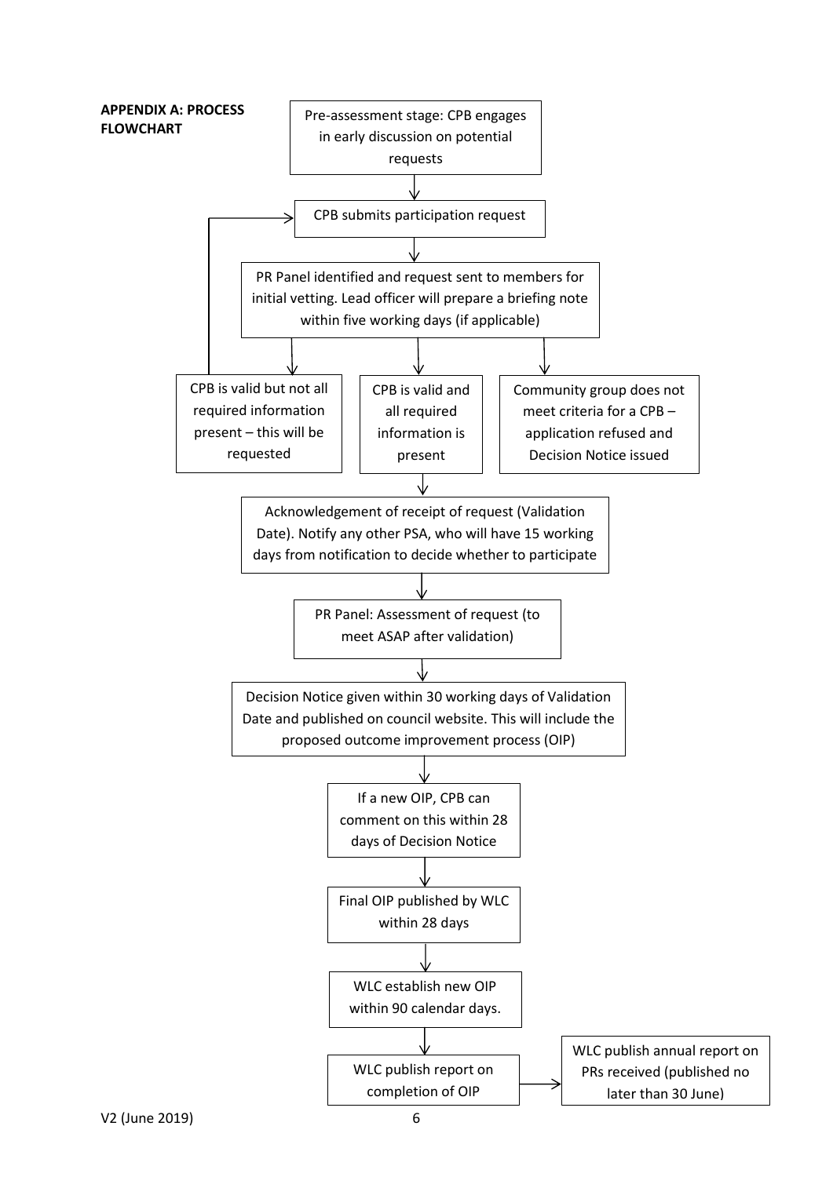**APPENDIX A: PROCESS FLOWCHART**

Pre-assessment stage: CPB engages in early discussion on potential requests

CPB submits participation request

PR Panel identified and request sent to members for initial vetting. Lead officer will prepare a briefing note within five working days (if applicable)

CPB is valid but not all required information present – this will be requested

CPB is valid and all required information is present

Community group does not meet criteria for a CPB – application refused and Decision Notice issued

Acknowledgement of receipt of request (Validation Date). Notify any other PSA, who will have 15 working days from notification to decide whether to participate

PR Panel: Assessment of request (to meet ASAP after validation)

Decision Notice given within 30 working days of Validation Date and published on council website. This will include the proposed outcome improvement process (OIP)

If a new OIP, CPB can comment on this within 28 days of Decision Notice

Final OIP published by WLC within 28 days

WLC establish new OIP within 90 calendar days.

WLC publish report on completion of OIP

WLC publish annual report on PRs received (published no later than 30 June)

V2 (June 2019)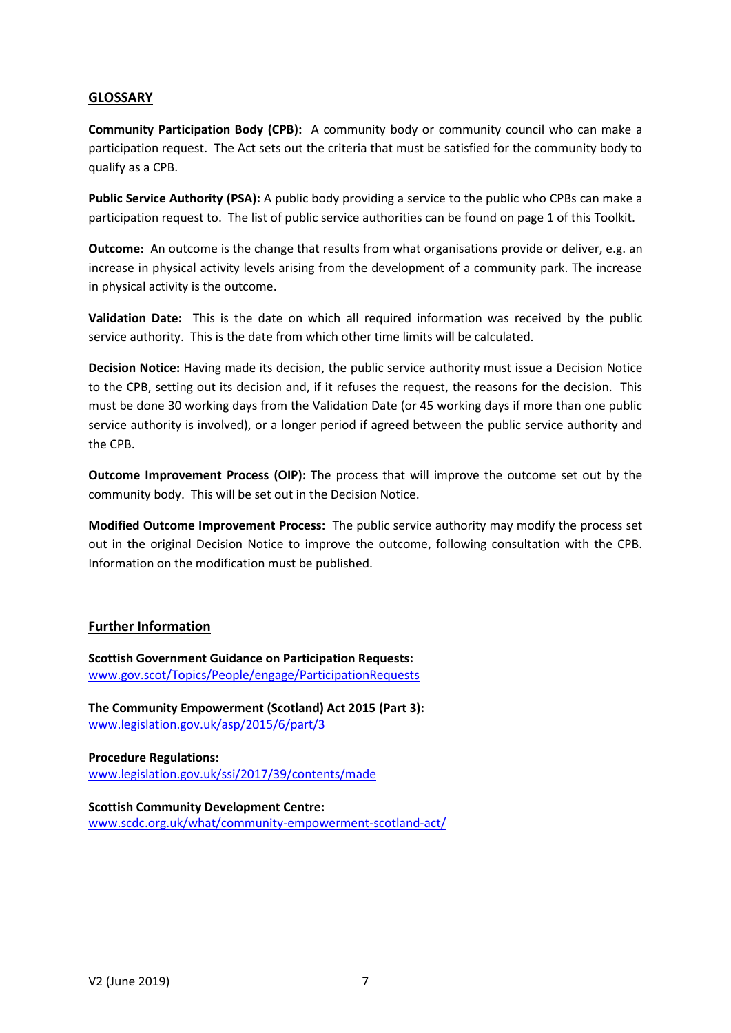## GLOSSARY

**Community Participation Body (CPB):** A community body or community council who can make a participation request. The Act sets out the criteria that must be satisfied for the community body to qualify as a CPB.

**Public Service Authority (PSA):** A public body providing a service to the public who CPBs can make a participation request to. The list of public service authorities can be found on page 1 of this Toolkit.

**Outcome:** An outcome is the change that results from what organisations provide or deliver, e.g. an increase in physical activity levels arising from the development of a community park. The increase in physical activity is the outcome.

**Validation Date:** This is the date on which all required information was received by the public service authority. This is the date from which other time limits will be calculated.

**Decision Notice:** Having made its decision, the public service authority must issue a Decision Notice to the CPB, setting out its decision and, if it refuses the request, the reasons for the decision. This must be done 30 working days from the Validation Date (or 45 working days if more than one public service authority is involved), or a longer period if agreed between the public service authority and the CPB.

**Outcome Improvement Process (OIP):** The process that will improve the outcome set out by the community body. This will be set out in the Decision Notice.

**Modified Outcome Improvement Process:** The public service authority may modify the process set out in the original Decision Notice to improve the outcome, following consultation with the CPB. Information on the modification must be published.

## Further Information

**Scottish Government Guidance on Participation Requests:**
www.gov.scot/Topics/People/engage/ParticipationRequests

**The Community Empowerment (Scotland) Act 2015 (Part 3):**
www.legislation.gov.uk/asp/2015/6/part/3

**Procedure Regulations:**
www.legislation.gov.uk/ssi/2017/39/contents/made

**Scottish Community Development Centre:**
www.scdc.org.uk/what/community-empowerment-scotland-act/

V2 (June 2019)